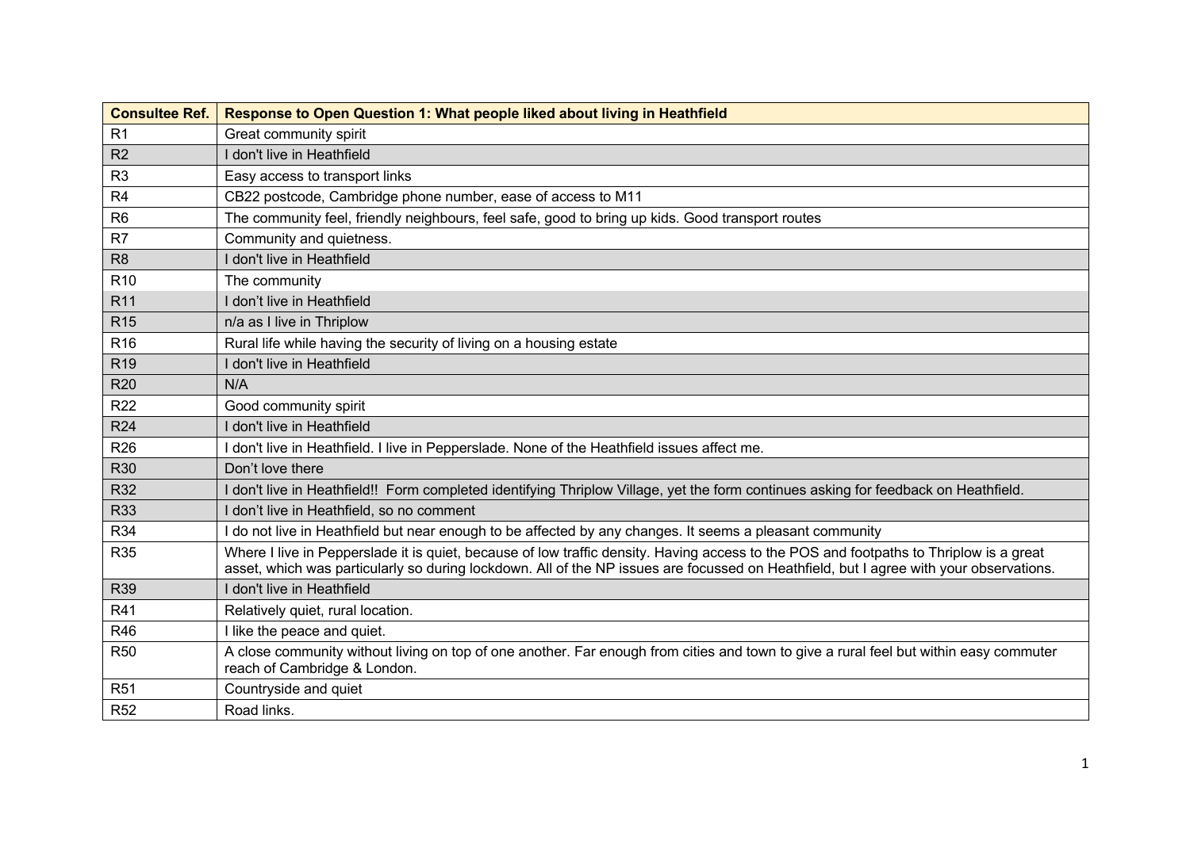| Consultee Ref. | Response to Open Question 1: What people liked about living in Heathfield |
|---|---|
| R1 | Great community spirit |
| R2 | I don't live in Heathfield |
| R3 | Easy access to transport links |
| R4 | CB22 postcode, Cambridge phone number, ease of access to M11 |
| R6 | The community feel, friendly neighbours, feel safe, good to bring up kids. Good transport routes |
| R7 | Community and quietness. |
| R8 | I don't live in Heathfield |
| R10 | The community |
| R11 | I don’t live in Heathfield |
| R15 | n/a as I live in Thriplow |
| R16 | Rural life while having the security of living on a housing estate |
| R19 | I don't live in Heathfield |
| R20 | N/A |
| R22 | Good community spirit |
| R24 | I don't live in Heathfield |
| R26 | I don't live in Heathfield. I live in Pepperslade. None of the Heathfield issues affect me. |
| R30 | Don’t love there |
| R32 | I don't live in Heathfield!! Form completed identifying Thriplow Village, yet the form continues asking for feedback on Heathfield. |
| R33 | I don’t live in Heathfield, so no comment |
| R34 | I do not live in Heathfield but near enough to be affected by any changes. It seems a pleasant community |
| R35 | Where I live in Pepperslade it is quiet, because of low traffic density. Having access to the POS and footpaths to Thriplow is a great asset, which was particularly so during lockdown. All of the NP issues are focussed on Heathfield, but I agree with your observations. |
| R39 | I don't live in Heathfield |
| R41 | Relatively quiet, rural location. |
| R46 | I like the peace and quiet. |
| R50 | A close community without living on top of one another. Far enough from cities and town to give a rural feel but within easy commuter reach of Cambridge & London. |
| R51 | Countryside and quiet |
| R52 | Road links. |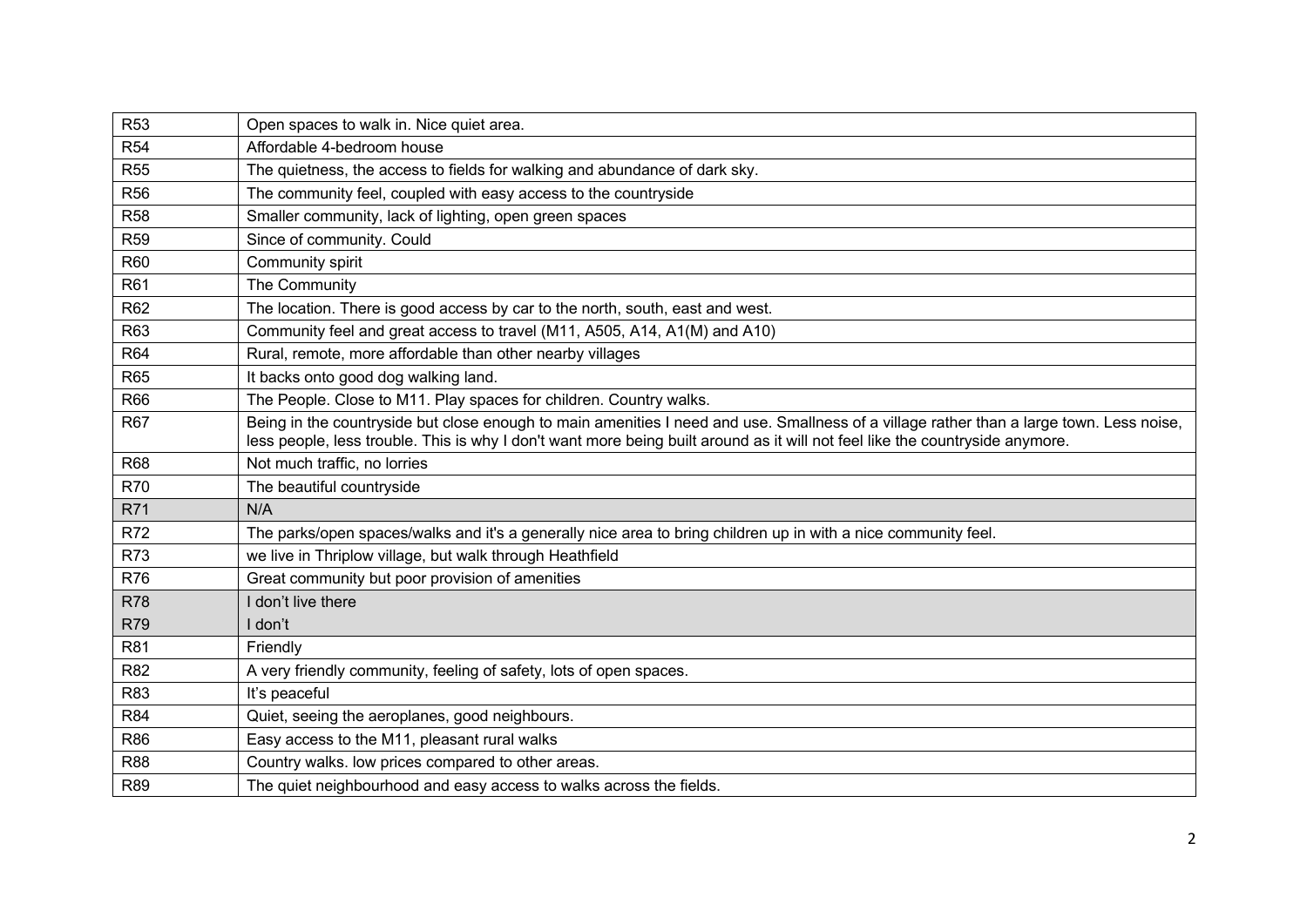| | |
|---|---|
| R53 | Open spaces to walk in. Nice quiet area. |
| R54 | Affordable 4-bedroom house |
| R55 | The quietness, the access to fields for walking and abundance of dark sky. |
| R56 | The community feel, coupled with easy access to the countryside |
| R58 | Smaller community, lack of lighting, open green spaces |
| R59 | Since of community. Could |
| R60 | Community spirit |
| R61 | The Community |
| R62 | The location. There is good access by car to the north, south, east and west. |
| R63 | Community feel and great access to travel (M11, A505, A14, A1(M) and A10) |
| R64 | Rural, remote, more affordable than other nearby villages |
| R65 | It backs onto good dog walking land. |
| R66 | The People. Close to M11. Play spaces for children. Country walks. |
| R67 | Being in the countryside but close enough to main amenities I need and use. Smallness of a village rather than a large town. Less noise, less people, less trouble. This is why I don't want more being built around as it will not feel like the countryside anymore. |
| R68 | Not much traffic, no lorries |
| R70 | The beautiful countryside |
| R71 | N/A |
| R72 | The parks/open spaces/walks and it's a generally nice area to bring children up in with a nice community feel. |
| R73 | we live in Thriplow village, but walk through Heathfield |
| R76 | Great community but poor provision of amenities |
| R78 | I don't live there |
| R79 | I don't |
| R81 | Friendly |
| R82 | A very friendly community, feeling of safety, lots of open spaces. |
| R83 | It's peaceful |
| R84 | Quiet, seeing the aeroplanes, good neighbours. |
| R86 | Easy access to the M11, pleasant rural walks |
| R88 | Country walks. low prices compared to other areas. |
| R89 | The quiet neighbourhood and easy access to walks across the fields. |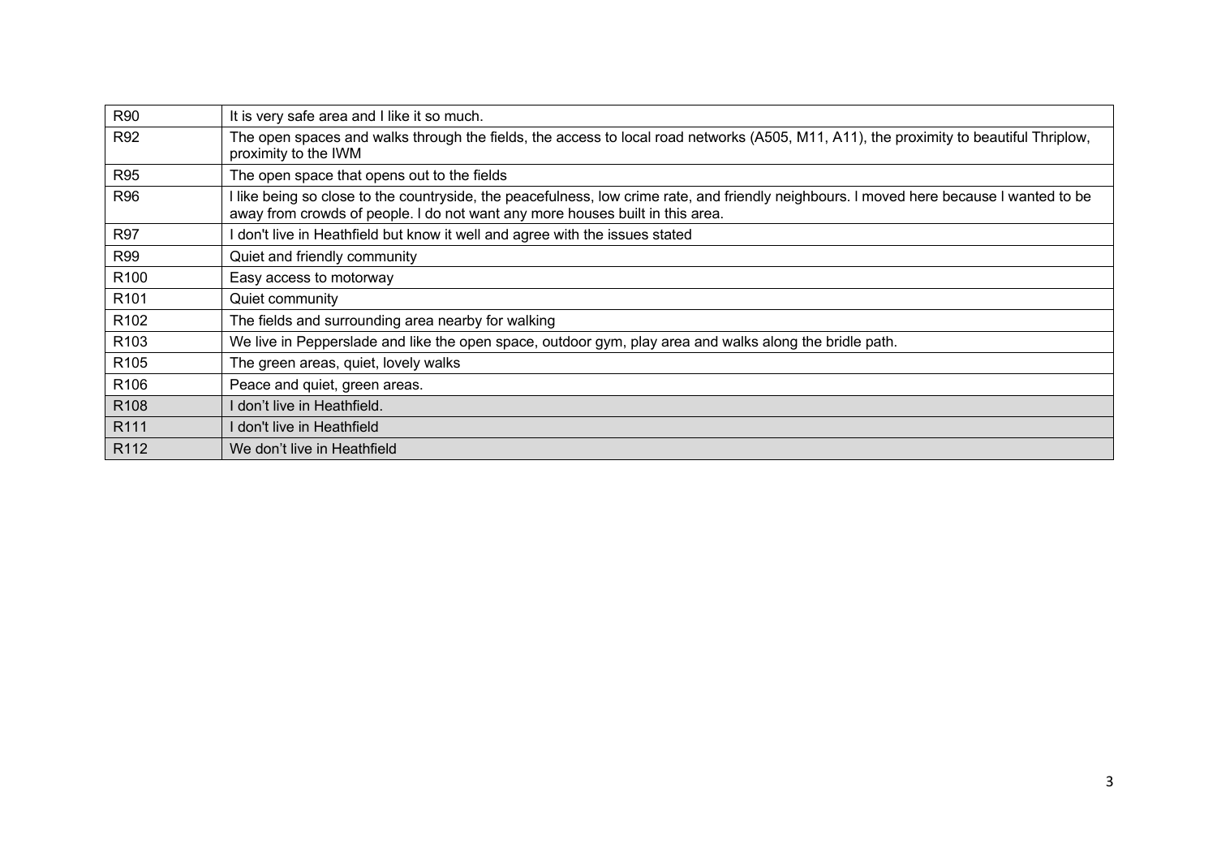| | |
|---|---|
| R90 | It is very safe area and I like it so much. |
| R92 | The open spaces and walks through the fields, the access to local road networks (A505, M11, A11), the proximity to beautiful Thriplow, proximity to the IWM |
| R95 | The open space that opens out to the fields |
| R96 | I like being so close to the countryside, the peacefulness, low crime rate, and friendly neighbours. I moved here because I wanted to be away from crowds of people. I do not want any more houses built in this area. |
| R97 | I don't live in Heathfield but know it well and agree with the issues stated |
| R99 | Quiet and friendly community |
| R100 | Easy access to motorway |
| R101 | Quiet community |
| R102 | The fields and surrounding area nearby for walking |
| R103 | We live in Pepperslade and like the open space, outdoor gym, play area and walks along the bridle path. |
| R105 | The green areas, quiet, lovely walks |
| R106 | Peace and quiet, green areas. |
| R108 | I don't live in Heathfield. |
| R111 | I don't live in Heathfield |
| R112 | We don't live in Heathfield |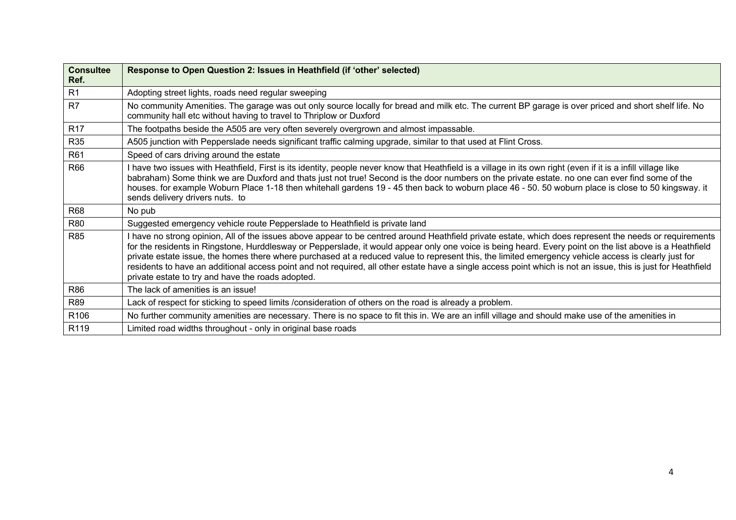| Consultee Ref. | Response to Open Question 2: Issues in Heathfield (if 'other' selected) |
|---|---|
| R1 | Adopting street lights, roads need regular sweeping |
| R7 | No community Amenities. The garage was out only source locally for bread and milk etc. The current BP garage is over priced and short shelf life. No community hall etc without having to travel to Thriplow or Duxford |
| R17 | The footpaths beside the A505 are very often severely overgrown and almost impassable. |
| R35 | A505 junction with Pepperslade needs significant traffic calming upgrade, similar to that used at Flint Cross. |
| R61 | Speed of cars driving around the estate |
| R66 | I have two issues with Heathfield, First is its identity, people never know that Heathfield is a village in its own right (even if it is a infill village like babraham) Some think we are Duxford and thats just not true! Second is the door numbers on the private estate. no one can ever find some of the houses. for example Woburn Place 1-18 then whitehall gardens 19 - 45 then back to woburn place 46 - 50. 50 woburn place is close to 50 kingsway. it sends delivery drivers nuts. to |
| R68 | No pub |
| R80 | Suggested emergency vehicle route Pepperslade to Heathfield is private land |
| R85 | I have no strong opinion, All of the issues above appear to be centred around Heathfield private estate, which does represent the needs or requirements for the residents in Ringstone, Hurddlesway or Pepperslade, it would appear only one voice is being heard. Every point on the list above is a Heathfield private estate issue, the homes there where purchased at a reduced value to represent this, the limited emergency vehicle access is clearly just for residents to have an additional access point and not required, all other estate have a single access point which is not an issue, this is just for Heathfield private estate to try and have the roads adopted. |
| R86 | The lack of amenities is an issue! |
| R89 | Lack of respect for sticking to speed limits /consideration of others on the road is already a problem. |
| R106 | No further community amenities are necessary. There is no space to fit this in. We are an infill village and should make use of the amenities in |
| R119 | Limited road widths throughout - only in original base roads |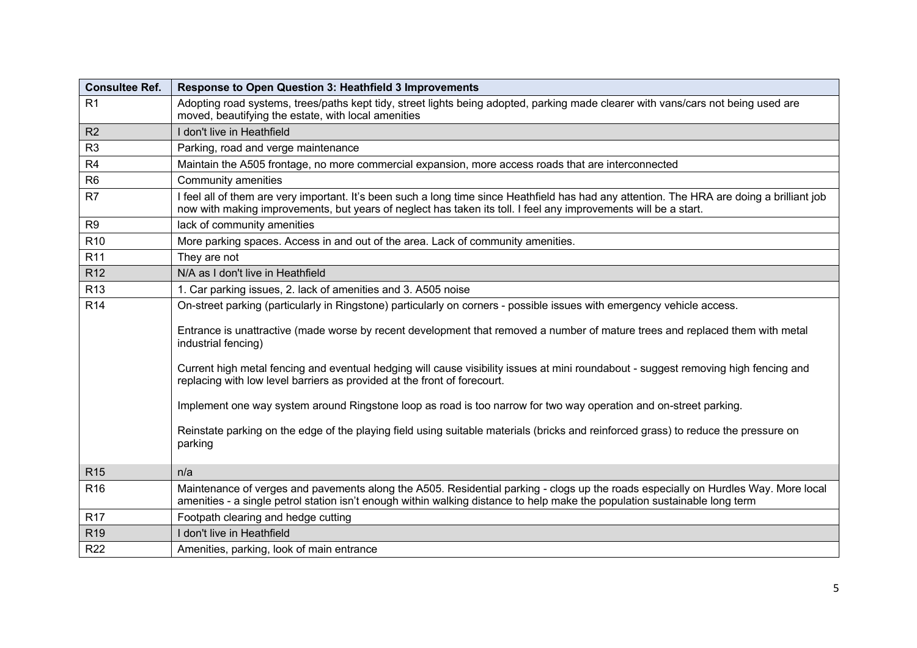| Consultee Ref. | Response to Open Question 3: Heathfield 3 Improvements |
|---|---|
| R1 | Adopting road systems, trees/paths kept tidy, street lights being adopted, parking made clearer with vans/cars not being used are moved, beautifying the estate, with local amenities |
| R2 | I don't live in Heathfield |
| R3 | Parking, road and verge maintenance |
| R4 | Maintain the A505 frontage, no more commercial expansion, more access roads that are interconnected |
| R6 | Community amenities |
| R7 | I feel all of them are very important. It's been such a long time since Heathfield has had any attention. The HRA are doing a brilliant job now with making improvements, but years of neglect has taken its toll. I feel any improvements will be a start. |
| R9 | lack of community amenities |
| R10 | More parking spaces. Access in and out of the area. Lack of community amenities. |
| R11 | They are not |
| R12 | N/A as I don't live in Heathfield |
| R13 | 1. Car parking issues, 2. lack of amenities and 3. A505 noise |
| R14 | On-street parking (particularly in Ringstone) particularly on corners - possible issues with emergency vehicle access.<br><br>Entrance is unattractive (made worse by recent development that removed a number of mature trees and replaced them with metal industrial fencing)<br><br>Current high metal fencing and eventual hedging will cause visibility issues at mini roundabout - suggest removing high fencing and replacing with low level barriers as provided at the front of forecourt.<br><br>Implement one way system around Ringstone loop as road is too narrow for two way operation and on-street parking.<br><br>Reinstate parking on the edge of the playing field using suitable materials (bricks and reinforced grass) to reduce the pressure on parking |
| R15 | n/a |
| R16 | Maintenance of verges and pavements along the A505. Residential parking - clogs up the roads especially on Hurdles Way. More local amenities - a single petrol station isn't enough within walking distance to help make the population sustainable long term |
| R17 | Footpath clearing and hedge cutting |
| R19 | I don't live in Heathfield |
| R22 | Amenities, parking, look of main entrance |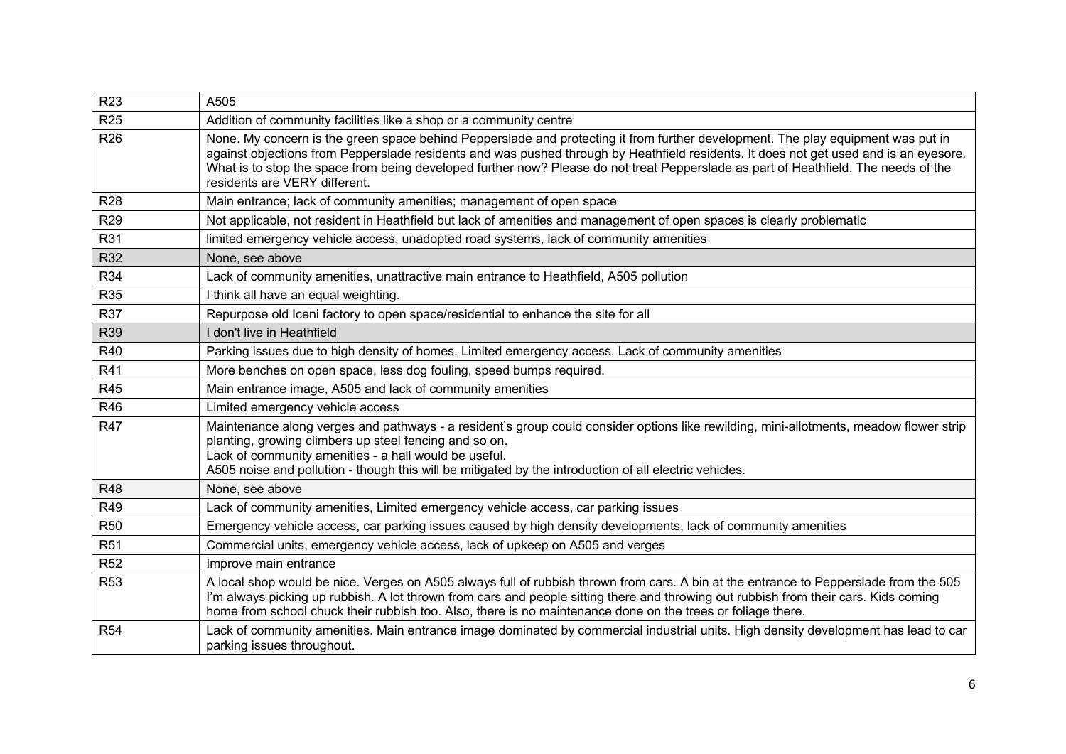| | |
|---|---|
| R23 | A505 |
| R25 | Addition of community facilities like a shop or a community centre |
| R26 | None. My concern is the green space behind Pepperslade and protecting it from further development. The play equipment was put in against objections from Pepperslade residents and was pushed through by Heathfield residents. It does not get used and is an eyesore. What is to stop the space from being developed further now? Please do not treat Pepperslade as part of Heathfield. The needs of the residents are VERY different. |
| R28 | Main entrance; lack of community amenities; management of open space |
| R29 | Not applicable, not resident in Heathfield but lack of amenities and management of open spaces is clearly problematic |
| R31 | limited emergency vehicle access, unadopted road systems, lack of community amenities |
| R32 | None, see above |
| R34 | Lack of community amenities, unattractive main entrance to Heathfield, A505 pollution |
| R35 | I think all have an equal weighting. |
| R37 | Repurpose old Iceni factory to open space/residential to enhance the site for all |
| R39 | I don't live in Heathfield |
| R40 | Parking issues due to high density of homes. Limited emergency access. Lack of community amenities |
| R41 | More benches on open space, less dog fouling, speed bumps required. |
| R45 | Main entrance image, A505 and lack of community amenities |
| R46 | Limited emergency vehicle access |
| R47 | Maintenance along verges and pathways - a resident's group could consider options like rewilding, mini-allotments, meadow flower strip planting, growing climbers up steel fencing and so on.<br>Lack of community amenities - a hall would be useful.<br>A505 noise and pollution - though this will be mitigated by the introduction of all electric vehicles. |
| R48 | None, see above |
| R49 | Lack of community amenities, Limited emergency vehicle access, car parking issues |
| R50 | Emergency vehicle access, car parking issues caused by high density developments, lack of community amenities |
| R51 | Commercial units, emergency vehicle access, lack of upkeep on A505 and verges |
| R52 | Improve main entrance |
| R53 | A local shop would be nice. Verges on A505 always full of rubbish thrown from cars. A bin at the entrance to Pepperslade from the 505 I'm always picking up rubbish. A lot thrown from cars and people sitting there and throwing out rubbish from their cars. Kids coming home from school chuck their rubbish too. Also, there is no maintenance done on the trees or foliage there. |
| R54 | Lack of community amenities. Main entrance image dominated by commercial industrial units. High density development has lead to car parking issues throughout. |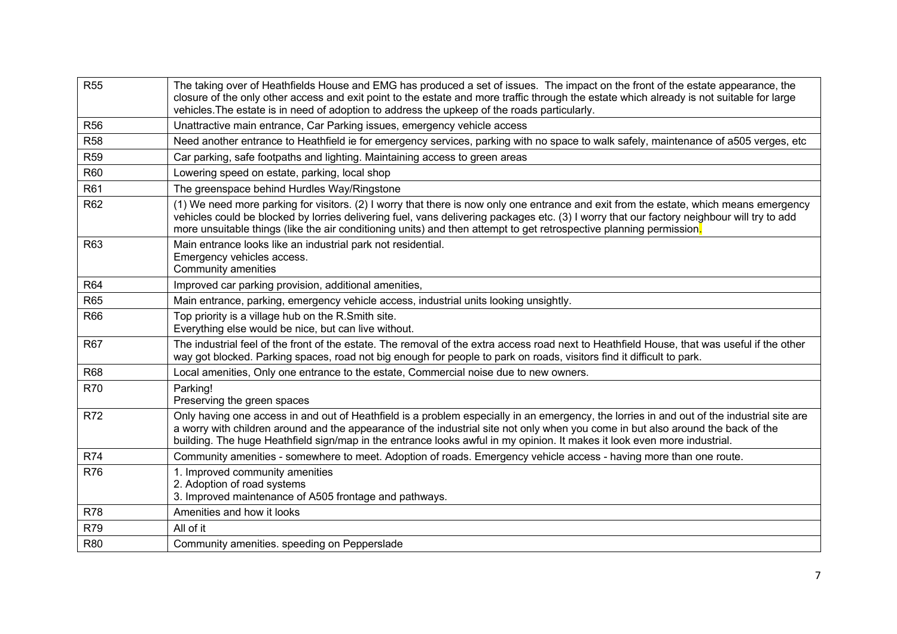| | |
|---|---|
| R55 | The taking over of Heathfields House and EMG has produced a set of issues. The impact on the front of the estate appearance, the closure of the only other access and exit point to the estate and more traffic through the estate which already is not suitable for large vehicles.The estate is in need of adoption to address the upkeep of the roads particularly. |
| R56 | Unattractive main entrance, Car Parking issues, emergency vehicle access |
| R58 | Need another entrance to Heathfield ie for emergency services, parking with no space to walk safely, maintenance of a505 verges, etc |
| R59 | Car parking, safe footpaths and lighting. Maintaining access to green areas |
| R60 | Lowering speed on estate, parking, local shop |
| R61 | The greenspace behind Hurdles Way/Ringstone |
| R62 | (1) We need more parking for visitors. (2) I worry that there is now only one entrance and exit from the estate, which means emergency vehicles could be blocked by lorries delivering fuel, vans delivering packages etc. (3) I worry that our factory neighbour will try to add more unsuitable things (like the air conditioning units) and then attempt to get retrospective planning permission. |
| R63 | Main entrance looks like an industrial park not residential.<br>Emergency vehicles access.<br>Community amenities |
| R64 | Improved car parking provision, additional amenities, |
| R65 | Main entrance, parking, emergency vehicle access, industrial units looking unsightly. |
| R66 | Top priority is a village hub on the R.Smith site.<br>Everything else would be nice, but can live without. |
| R67 | The industrial feel of the front of the estate. The removal of the extra access road next to Heathfield House, that was useful if the other way got blocked. Parking spaces, road not big enough for people to park on roads, visitors find it difficult to park. |
| R68 | Local amenities, Only one entrance to the estate, Commercial noise due to new owners. |
| R70 | Parking!<br>Preserving the green spaces |
| R72 | Only having one access in and out of Heathfield is a problem especially in an emergency, the lorries in and out of the industrial site are a worry with children around and the appearance of the industrial site not only when you come in but also around the back of the building. The huge Heathfield sign/map in the entrance looks awful in my opinion. It makes it look even more industrial. |
| R74 | Community amenities - somewhere to meet. Adoption of roads. Emergency vehicle access - having more than one route. |
| R76 | 1. Improved community amenities<br>2. Adoption of road systems<br>3. Improved maintenance of A505 frontage and pathways. |
| R78 | Amenities and how it looks |
| R79 | All of it |
| R80 | Community amenities. speeding on Pepperslade |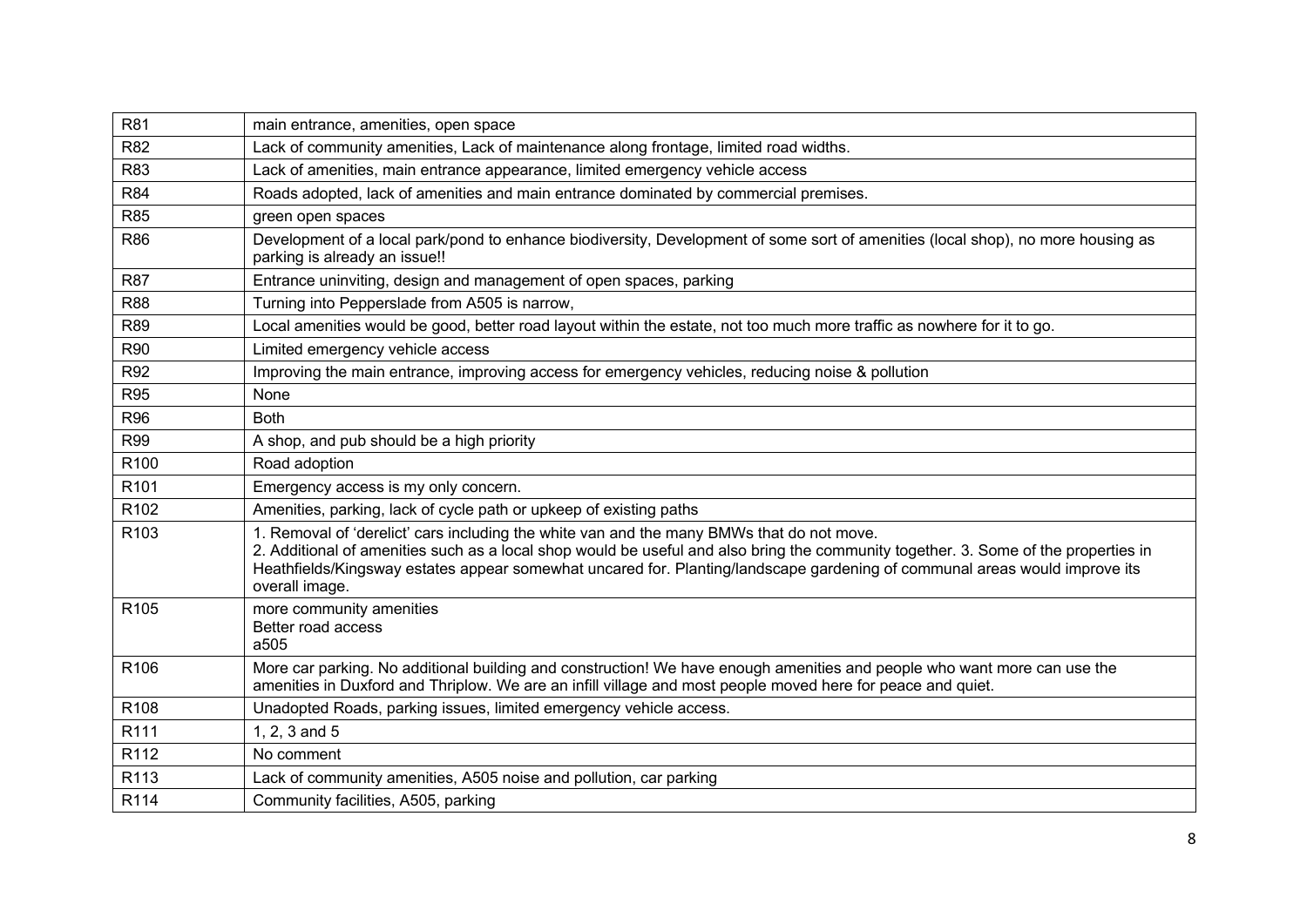| | |
|---|---|
| R81 | main entrance, amenities, open space |
| R82 | Lack of community amenities, Lack of maintenance along frontage, limited road widths. |
| R83 | Lack of amenities, main entrance appearance, limited emergency vehicle access |
| R84 | Roads adopted, lack of amenities and main entrance dominated by commercial premises. |
| R85 | green open spaces |
| R86 | Development of a local park/pond to enhance biodiversity, Development of some sort of amenities (local shop), no more housing as parking is already an issue!! |
| R87 | Entrance uninviting, design and management of open spaces, parking |
| R88 | Turning into Pepperslade from A505 is narrow, |
| R89 | Local amenities would be good, better road layout within the estate, not too much more traffic as nowhere for it to go. |
| R90 | Limited emergency vehicle access |
| R92 | Improving the main entrance, improving access for emergency vehicles, reducing noise & pollution |
| R95 | None |
| R96 | Both |
| R99 | A shop, and pub should be a high priority |
| R100 | Road adoption |
| R101 | Emergency access is my only concern. |
| R102 | Amenities, parking, lack of cycle path or upkeep of existing paths |
| R103 | 1. Removal of 'derelict' cars including the white van and the many BMWs that do not move.<br>2. Additional of amenities such as a local shop would be useful and also bring the community together. 3. Some of the properties in Heathfields/Kingsway estates appear somewhat uncared for. Planting/landscape gardening of communal areas would improve its overall image. |
| R105 | more community amenities<br>Better road access<br>a505 |
| R106 | More car parking. No additional building and construction! We have enough amenities and people who want more can use the amenities in Duxford and Thriplow. We are an infill village and most people moved here for peace and quiet. |
| R108 | Unadopted Roads, parking issues, limited emergency vehicle access. |
| R111 | 1, 2, 3 and 5 |
| R112 | No comment |
| R113 | Lack of community amenities, A505 noise and pollution, car parking |
| R114 | Community facilities, A505, parking |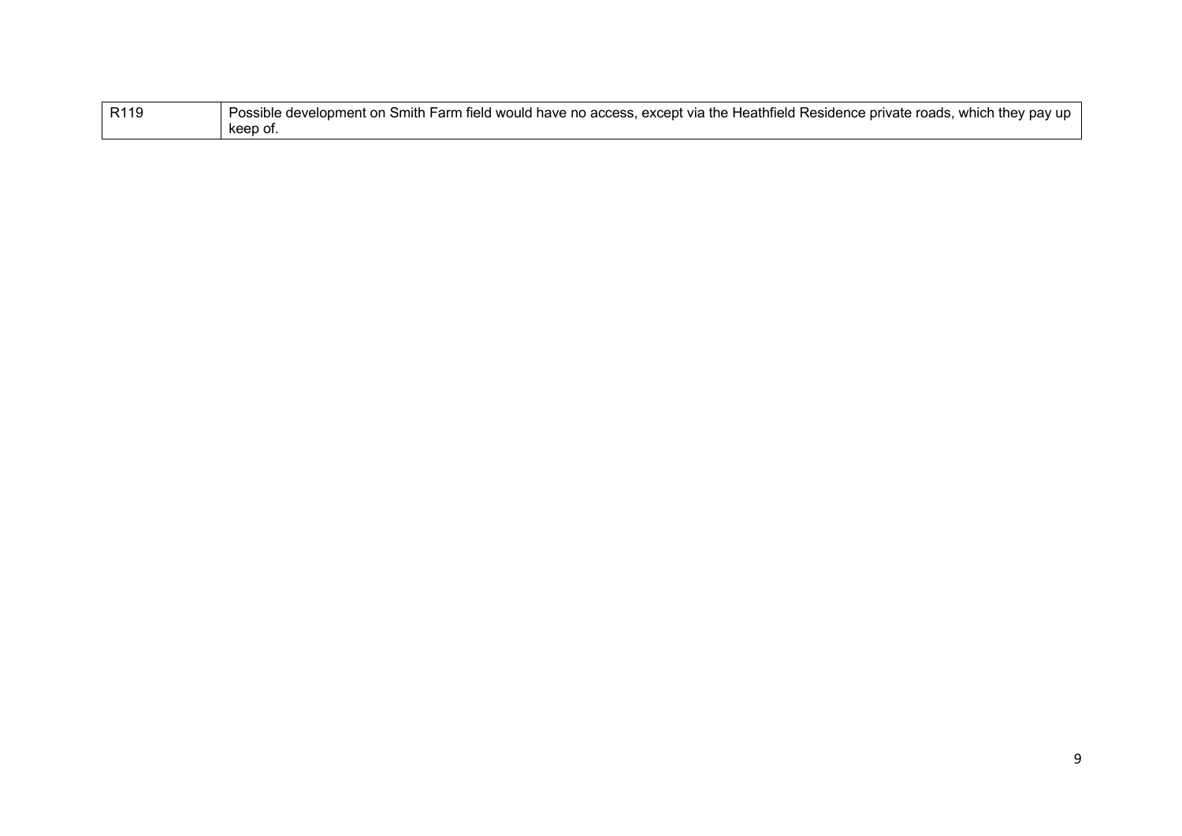| | |
|---|---|
| R119 | Possible development on Smith Farm field would have no access, except via the Heathfield Residence private roads, which they pay up keep of. |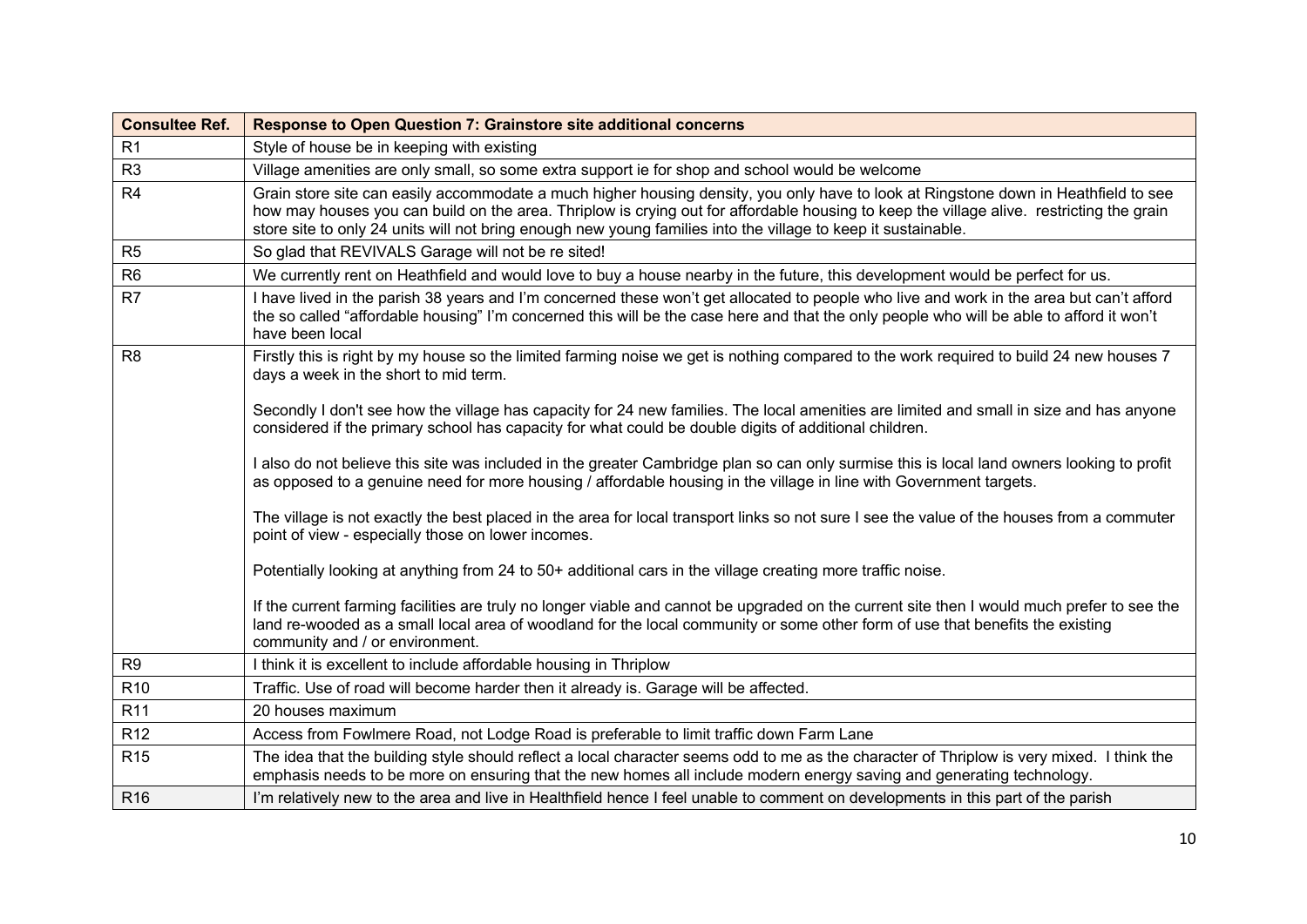| Consultee Ref. | Response to Open Question 7: Grainstore site additional concerns |
|---|---|
| R1 | Style of house be in keeping with existing |
| R3 | Village amenities are only small, so some extra support ie for shop and school would be welcome |
| R4 | Grain store site can easily accommodate a much higher housing density, you only have to look at Ringstone down in Heathfield to see how may houses you can build on the area. Thriplow is crying out for affordable housing to keep the village alive. restricting the grain store site to only 24 units will not bring enough new young families into the village to keep it sustainable. |
| R5 | So glad that REVIVALS Garage will not be re sited! |
| R6 | We currently rent on Heathfield and would love to buy a house nearby in the future, this development would be perfect for us. |
| R7 | I have lived in the parish 38 years and I'm concerned these won't get allocated to people who live and work in the area but can't afford the so called "affordable housing" I'm concerned this will be the case here and that the only people who will be able to afford it won't have been local |
| R8 | Firstly this is right by my house so the limited farming noise we get is nothing compared to the work required to build 24 new houses 7 days a week in the short to mid term.<br><br>Secondly I don't see how the village has capacity for 24 new families. The local amenities are limited and small in size and has anyone considered if the primary school has capacity for what could be double digits of additional children.<br><br>I also do not believe this site was included in the greater Cambridge plan so can only surmise this is local land owners looking to profit as opposed to a genuine need for more housing / affordable housing in the village in line with Government targets.<br><br>The village is not exactly the best placed in the area for local transport links so not sure I see the value of the houses from a commuter point of view - especially those on lower incomes.<br><br>Potentially looking at anything from 24 to 50+ additional cars in the village creating more traffic noise.<br><br>If the current farming facilities are truly no longer viable and cannot be upgraded on the current site then I would much prefer to see the land re-wooded as a small local area of woodland for the local community or some other form of use that benefits the existing community and / or environment. |
| R9 | I think it is excellent to include affordable housing in Thriplow |
| R10 | Traffic. Use of road will become harder then it already is. Garage will be affected. |
| R11 | 20 houses maximum |
| R12 | Access from Fowlmere Road, not Lodge Road is preferable to limit traffic down Farm Lane |
| R15 | The idea that the building style should reflect a local character seems odd to me as the character of Thriplow is very mixed. I think the emphasis needs to be more on ensuring that the new homes all include modern energy saving and generating technology. |
| R16 | I'm relatively new to the area and live in Healthfield hence I feel unable to comment on developments in this part of the parish |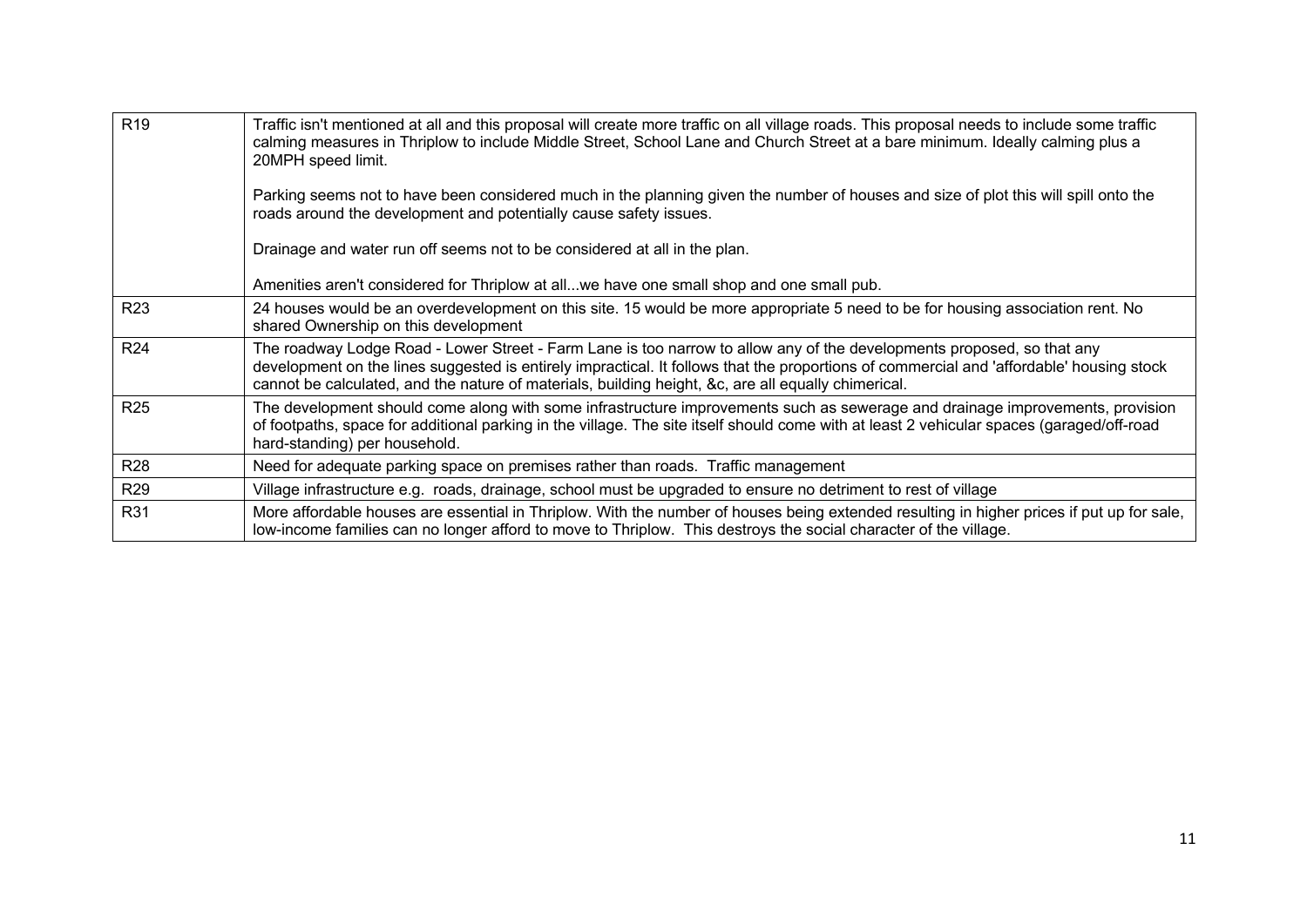| | |
|---|---|
| R19 | Traffic isn't mentioned at all and this proposal will create more traffic on all village roads. This proposal needs to include some traffic calming measures in Thriplow to include Middle Street, School Lane and Church Street at a bare minimum. Ideally calming plus a 20MPH speed limit.<br><br>Parking seems not to have been considered much in the planning given the number of houses and size of plot this will spill onto the roads around the development and potentially cause safety issues.<br><br>Drainage and water run off seems not to be considered at all in the plan.<br><br>Amenities aren't considered for Thriplow at all...we have one small shop and one small pub. |
| R23 | 24 houses would be an overdevelopment on this site. 15 would be more appropriate 5 need to be for housing association rent. No shared Ownership on this development |
| R24 | The roadway Lodge Road - Lower Street - Farm Lane is too narrow to allow any of the developments proposed, so that any development on the lines suggested is entirely impractical. It follows that the proportions of commercial and 'affordable' housing stock cannot be calculated, and the nature of materials, building height, &c, are all equally chimerical. |
| R25 | The development should come along with some infrastructure improvements such as sewerage and drainage improvements, provision of footpaths, space for additional parking in the village. The site itself should come with at least 2 vehicular spaces (garaged/off-road hard-standing) per household. |
| R28 | Need for adequate parking space on premises rather than roads. Traffic management |
| R29 | Village infrastructure e.g. roads, drainage, school must be upgraded to ensure no detriment to rest of village |
| R31 | More affordable houses are essential in Thriplow. With the number of houses being extended resulting in higher prices if put up for sale, low-income families can no longer afford to move to Thriplow. This destroys the social character of the village. |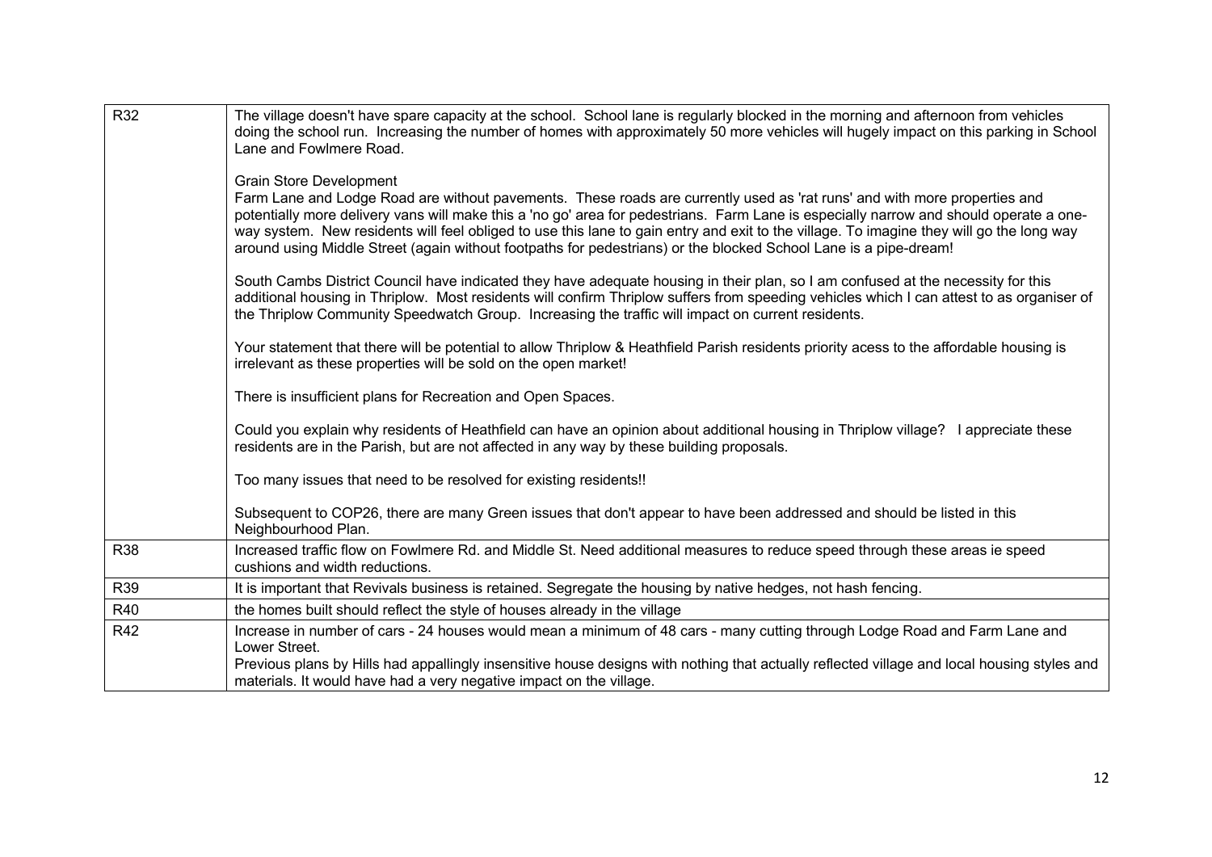| | |
|---|---|
| R32 | The village doesn't have spare capacity at the school. School lane is regularly blocked in the morning and afternoon from vehicles doing the school run. Increasing the number of homes with approximately 50 more vehicles will hugely impact on this parking in School Lane and Fowlmere Road.<br><br>Grain Store Development<br>Farm Lane and Lodge Road are without pavements. These roads are currently used as 'rat runs' and with more properties and potentially more delivery vans will make this a 'no go' area for pedestrians. Farm Lane is especially narrow and should operate a one-way system. New residents will feel obliged to use this lane to gain entry and exit to the village. To imagine they will go the long way around using Middle Street (again without footpaths for pedestrians) or the blocked School Lane is a pipe-dream!<br><br>South Cambs District Council have indicated they have adequate housing in their plan, so I am confused at the necessity for this additional housing in Thriplow. Most residents will confirm Thriplow suffers from speeding vehicles which I can attest to as organiser of the Thriplow Community Speedwatch Group. Increasing the traffic will impact on current residents.<br><br>Your statement that there will be potential to allow Thriplow & Heathfield Parish residents priority acess to the affordable housing is irrelevant as these properties will be sold on the open market!<br><br>There is insufficient plans for Recreation and Open Spaces.<br><br>Could you explain why residents of Heathfield can have an opinion about additional housing in Thriplow village? I appreciate these residents are in the Parish, but are not affected in any way by these building proposals.<br><br>Too many issues that need to be resolved for existing residents!!<br><br>Subsequent to COP26, there are many Green issues that don't appear to have been addressed and should be listed in this Neighbourhood Plan. |
| R38 | Increased traffic flow on Fowlmere Rd. and Middle St. Need additional measures to reduce speed through these areas ie speed cushions and width reductions. |
| R39 | It is important that Revivals business is retained. Segregate the housing by native hedges, not hash fencing. |
| R40 | the homes built should reflect the style of houses already in the village |
| R42 | Increase in number of cars - 24 houses would mean a minimum of 48 cars - many cutting through Lodge Road and Farm Lane and Lower Street.<br>Previous plans by Hills had appallingly insensitive house designs with nothing that actually reflected village and local housing styles and materials. It would have had a very negative impact on the village. |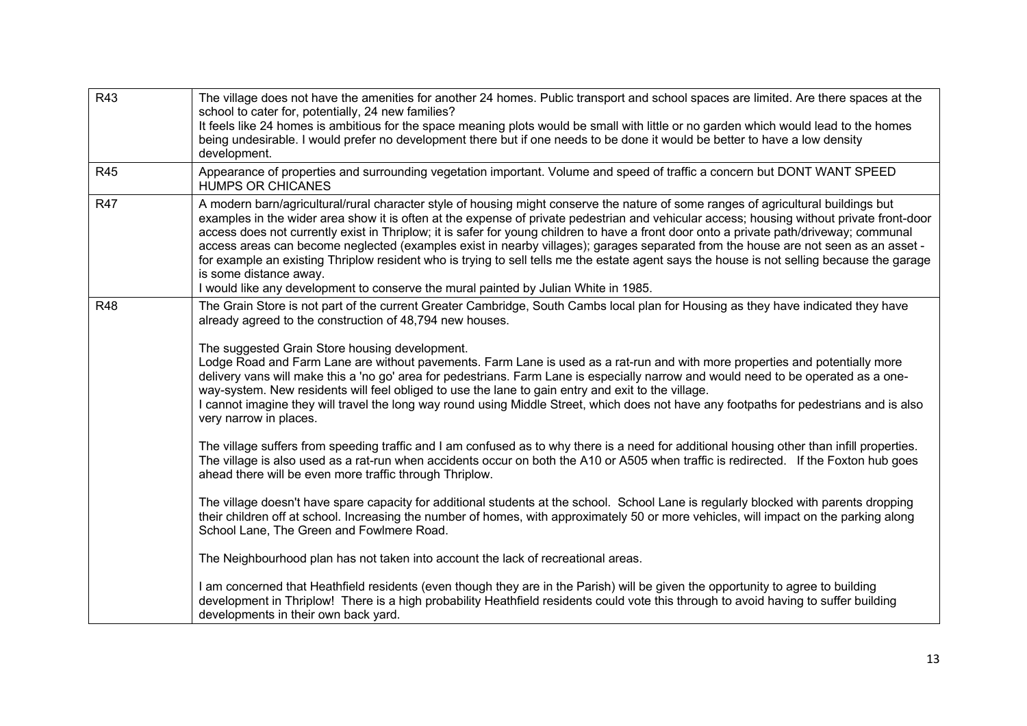| | |
|---|---|
| R43 | The village does not have the amenities for another 24 homes. Public transport and school spaces are limited. Are there spaces at the school to cater for, potentially, 24 new families?<br>It feels like 24 homes is ambitious for the space meaning plots would be small with little or no garden which would lead to the homes being undesirable. I would prefer no development there but if one needs to be done it would be better to have a low density development. |
| R45 | Appearance of properties and surrounding vegetation important. Volume and speed of traffic a concern but DONT WANT SPEED HUMPS OR CHICANES |
| R47 | A modern barn/agricultural/rural character style of housing might conserve the nature of some ranges of agricultural buildings but examples in the wider area show it is often at the expense of private pedestrian and vehicular access; housing without private front-door access does not currently exist in Thriplow; it is safer for young children to have a front door onto a private path/driveway; communal access areas can become neglected (examples exist in nearby villages); garages separated from the house are not seen as an asset - for example an existing Thriplow resident who is trying to sell tells me the estate agent says the house is not selling because the garage is some distance away.<br>I would like any development to conserve the mural painted by Julian White in 1985. |
| R48 | The Grain Store is not part of the current Greater Cambridge, South Cambs local plan for Housing as they have indicated they have already agreed to the construction of 48,794 new houses.<br><br>The suggested Grain Store housing development.<br>Lodge Road and Farm Lane are without pavements. Farm Lane is used as a rat-run and with more properties and potentially more delivery vans will make this a 'no go' area for pedestrians. Farm Lane is especially narrow and would need to be operated as a one-way-system. New residents will feel obliged to use the lane to gain entry and exit to the village.<br>I cannot imagine they will travel the long way round using Middle Street, which does not have any footpaths for pedestrians and is also very narrow in places.<br><br>The village suffers from speeding traffic and I am confused as to why there is a need for additional housing other than infill properties. The village is also used as a rat-run when accidents occur on both the A10 or A505 when traffic is redirected. If the Foxton hub goes ahead there will be even more traffic through Thriplow.<br><br>The village doesn't have spare capacity for additional students at the school. School Lane is regularly blocked with parents dropping their children off at school. Increasing the number of homes, with approximately 50 or more vehicles, will impact on the parking along School Lane, The Green and Fowlmere Road.<br><br>The Neighbourhood plan has not taken into account the lack of recreational areas.<br><br>I am concerned that Heathfield residents (even though they are in the Parish) will be given the opportunity to agree to building development in Thriplow! There is a high probability Heathfield residents could vote this through to avoid having to suffer building developments in their own back yard. |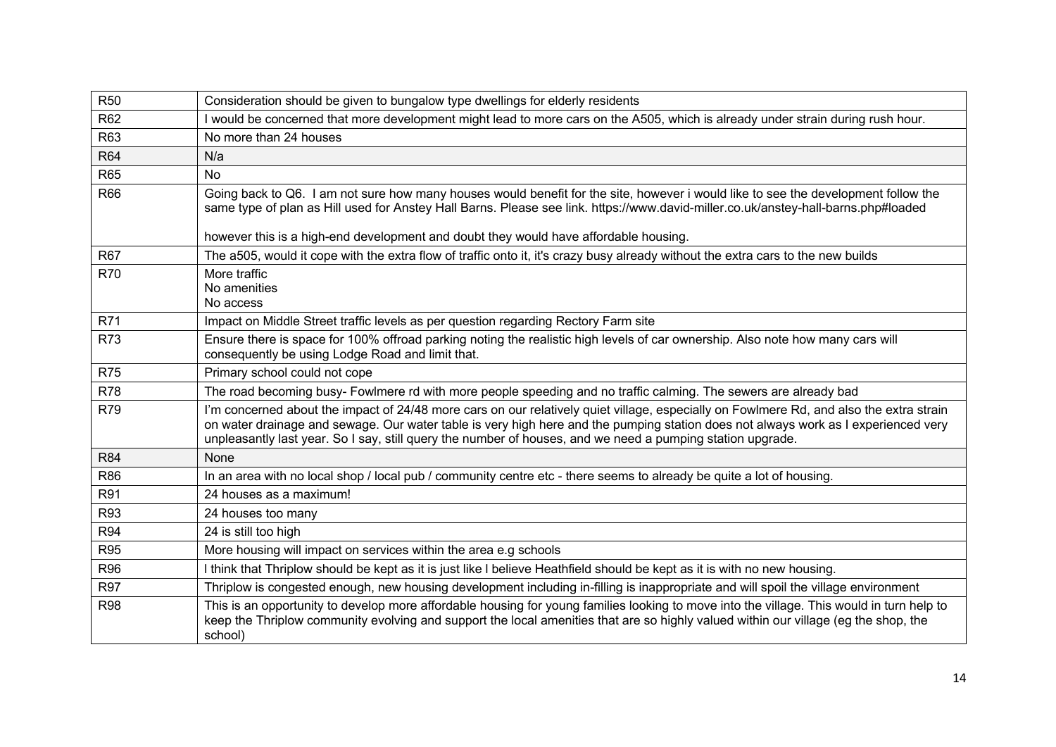| | |
|---|---|
| R50 | Consideration should be given to bungalow type dwellings for elderly residents |
| R62 | I would be concerned that more development might lead to more cars on the A505, which is already under strain during rush hour. |
| R63 | No more than 24 houses |
| R64 | N/a |
| R65 | No |
| R66 | Going back to Q6. I am not sure how many houses would benefit for the site, however i would like to see the development follow the same type of plan as Hill used for Anstey Hall Barns. Please see link. https://www.david-miller.co.uk/anstey-hall-barns.php#loaded<br><br>however this is a high-end development and doubt they would have affordable housing. |
| R67 | The a505, would it cope with the extra flow of traffic onto it, it's crazy busy already without the extra cars to the new builds |
| R70 | More traffic<br>No amenities<br>No access |
| R71 | Impact on Middle Street traffic levels as per question regarding Rectory Farm site |
| R73 | Ensure there is space for 100% offroad parking noting the realistic high levels of car ownership. Also note how many cars will consequently be using Lodge Road and limit that. |
| R75 | Primary school could not cope |
| R78 | The road becoming busy- Fowlmere rd with more people speeding and no traffic calming. The sewers are already bad |
| R79 | I'm concerned about the impact of 24/48 more cars on our relatively quiet village, especially on Fowlmere Rd, and also the extra strain on water drainage and sewage. Our water table is very high here and the pumping station does not always work as I experienced very unpleasantly last year. So I say, still query the number of houses, and we need a pumping station upgrade. |
| R84 | None |
| R86 | In an area with no local shop / local pub / community centre etc - there seems to already be quite a lot of housing. |
| R91 | 24 houses as a maximum! |
| R93 | 24 houses too many |
| R94 | 24 is still too high |
| R95 | More housing will impact on services within the area e.g schools |
| R96 | I think that Thriplow should be kept as it is just like I believe Heathfield should be kept as it is with no new housing. |
| R97 | Thriplow is congested enough, new housing development including in-filling is inappropriate and will spoil the village environment |
| R98 | This is an opportunity to develop more affordable housing for young families looking to move into the village. This would in turn help to keep the Thriplow community evolving and support the local amenities that are so highly valued within our village (eg the shop, the school) |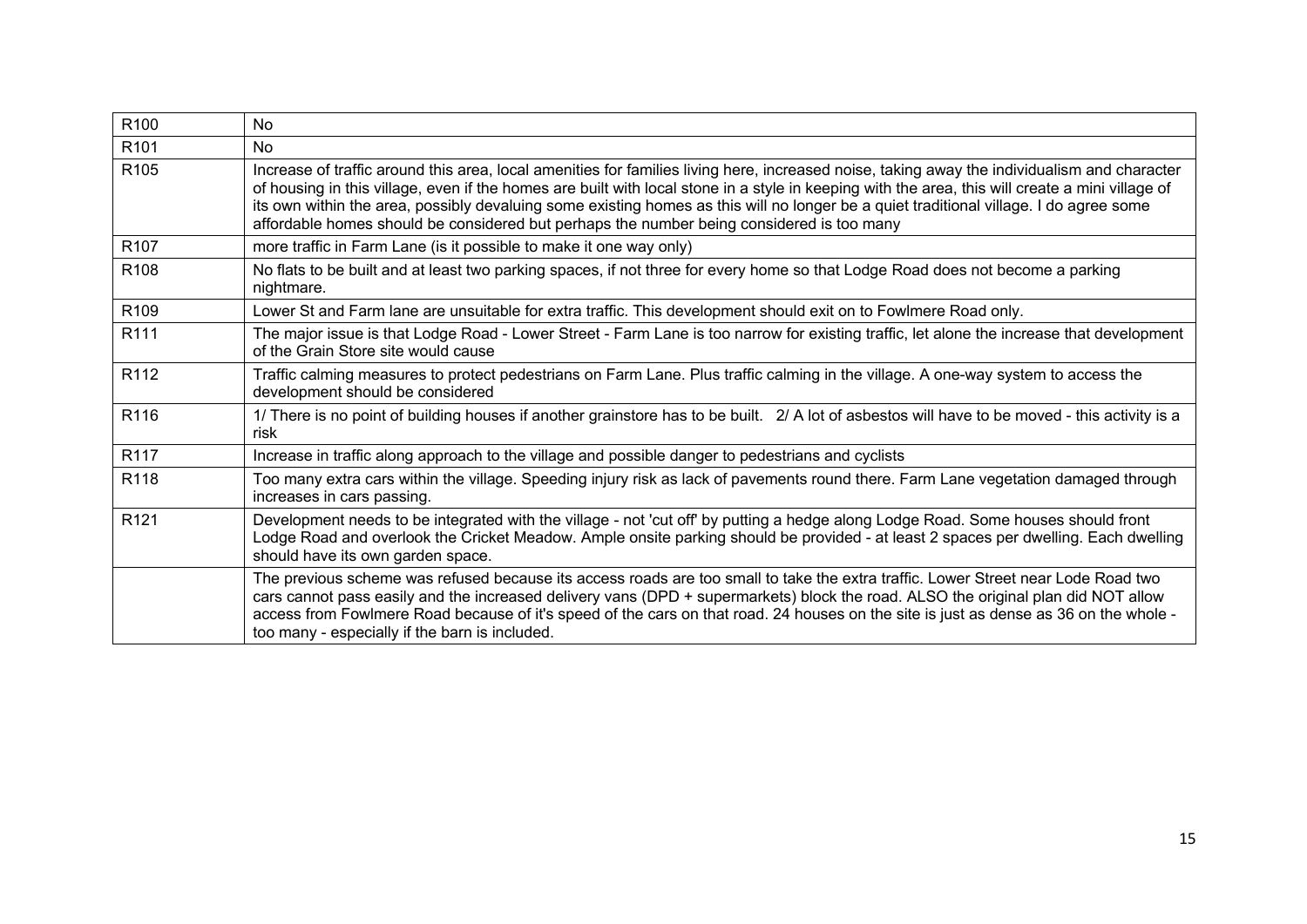| | |
|---|---|
| R100 | No |
| R101 | No |
| R105 | Increase of traffic around this area, local amenities for families living here, increased noise, taking away the individualism and character of housing in this village, even if the homes are built with local stone in a style in keeping with the area, this will create a mini village of its own within the area, possibly devaluing some existing homes as this will no longer be a quiet traditional village. I do agree some affordable homes should be considered but perhaps the number being considered is too many |
| R107 | more traffic in Farm Lane (is it possible to make it one way only) |
| R108 | No flats to be built and at least two parking spaces, if not three for every home so that Lodge Road does not become a parking nightmare. |
| R109 | Lower St and Farm lane are unsuitable for extra traffic. This development should exit on to Fowlmere Road only. |
| R111 | The major issue is that Lodge Road - Lower Street - Farm Lane is too narrow for existing traffic, let alone the increase that development of the Grain Store site would cause |
| R112 | Traffic calming measures to protect pedestrians on Farm Lane. Plus traffic calming in the village. A one-way system to access the development should be considered |
| R116 | 1/ There is no point of building houses if another grainstore has to be built. 2/ A lot of asbestos will have to be moved - this activity is a risk |
| R117 | Increase in traffic along approach to the village and possible danger to pedestrians and cyclists |
| R118 | Too many extra cars within the village. Speeding injury risk as lack of pavements round there. Farm Lane vegetation damaged through increases in cars passing. |
| R121 | Development needs to be integrated with the village - not 'cut off' by putting a hedge along Lodge Road. Some houses should front Lodge Road and overlook the Cricket Meadow. Ample onsite parking should be provided - at least 2 spaces per dwelling. Each dwelling should have its own garden space. |
| | The previous scheme was refused because its access roads are too small to take the extra traffic. Lower Street near Lode Road two cars cannot pass easily and the increased delivery vans (DPD + supermarkets) block the road. ALSO the original plan did NOT allow access from Fowlmere Road because of it's speed of the cars on that road. 24 houses on the site is just as dense as 36 on the whole - too many - especially if the barn is included. |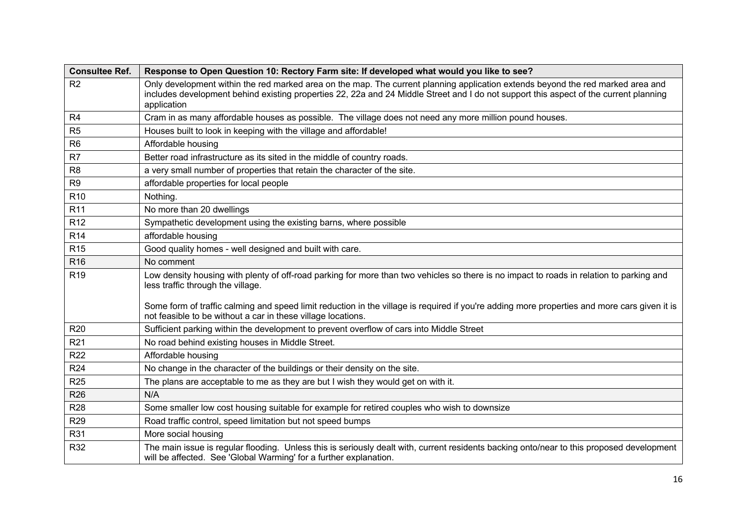| Consultee Ref. | Response to Open Question 10: Rectory Farm site: If developed what would you like to see? |
|---|---|
| R2 | Only development within the red marked area on the map. The current planning application extends beyond the red marked area and includes development behind existing properties 22, 22a and 24 Middle Street and I do not support this aspect of the current planning application |
| R4 | Cram in as many affordable houses as possible. The village does not need any more million pound houses. |
| R5 | Houses built to look in keeping with the village and affordable! |
| R6 | Affordable housing |
| R7 | Better road infrastructure as its sited in the middle of country roads. |
| R8 | a very small number of properties that retain the character of the site. |
| R9 | affordable properties for local people |
| R10 | Nothing. |
| R11 | No more than 20 dwellings |
| R12 | Sympathetic development using the existing barns, where possible |
| R14 | affordable housing |
| R15 | Good quality homes - well designed and built with care. |
| R16 | No comment |
| R19 | Low density housing with plenty of off-road parking for more than two vehicles so there is no impact to roads in relation to parking and less traffic through the village.<br><br>Some form of traffic calming and speed limit reduction in the village is required if you're adding more properties and more cars given it is not feasible to be without a car in these village locations. |
| R20 | Sufficient parking within the development to prevent overflow of cars into Middle Street |
| R21 | No road behind existing houses in Middle Street. |
| R22 | Affordable housing |
| R24 | No change in the character of the buildings or their density on the site. |
| R25 | The plans are acceptable to me as they are but I wish they would get on with it. |
| R26 | N/A |
| R28 | Some smaller low cost housing suitable for example for retired couples who wish to downsize |
| R29 | Road traffic control, speed limitation but not speed bumps |
| R31 | More social housing |
| R32 | The main issue is regular flooding. Unless this is seriously dealt with, current residents backing onto/near to this proposed development will be affected. See 'Global Warming' for a further explanation. |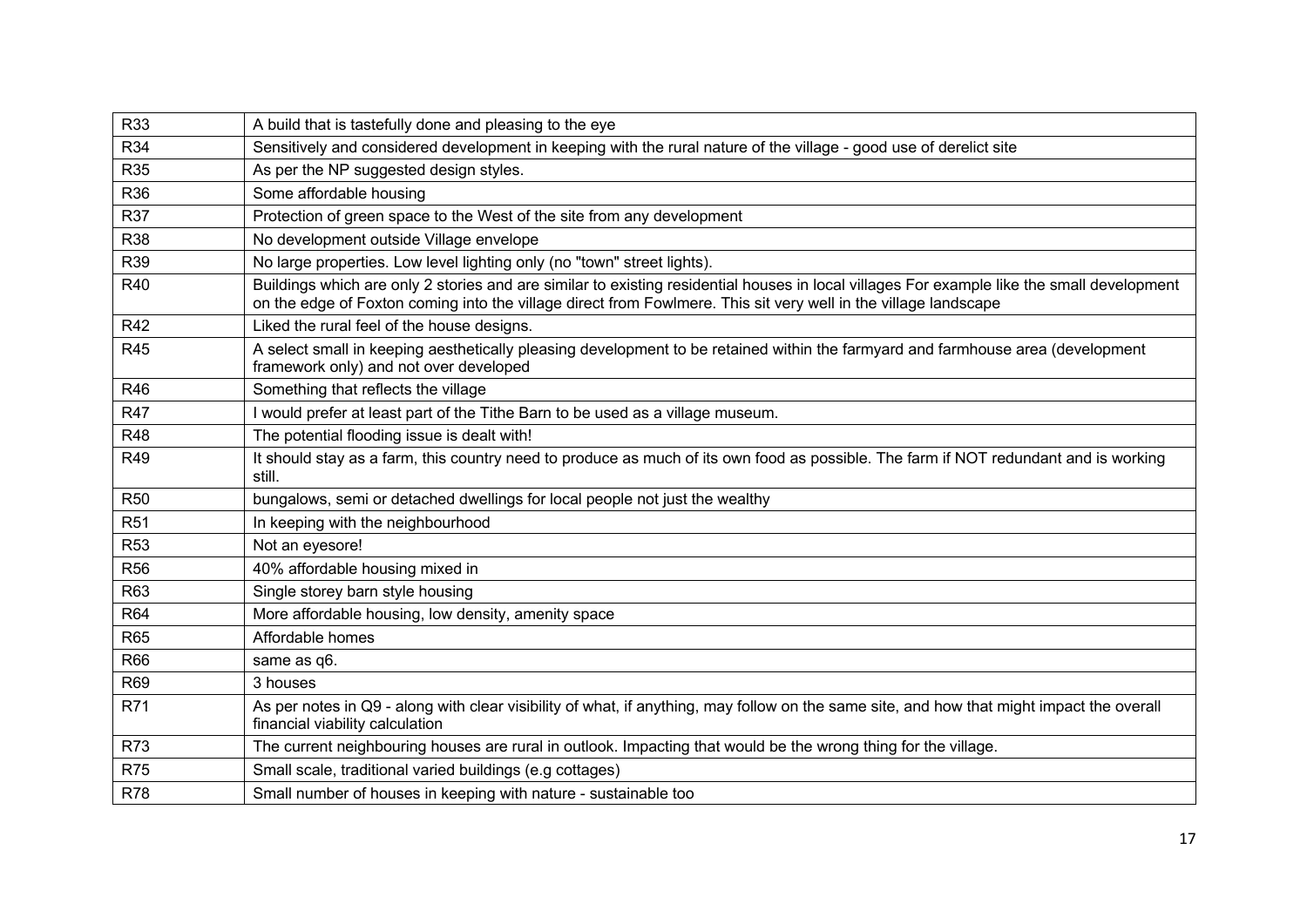| | |
|---|---|
| R33 | A build that is tastefully done and pleasing to the eye |
| R34 | Sensitively and considered development in keeping with the rural nature of the village - good use of derelict site |
| R35 | As per the NP suggested design styles. |
| R36 | Some affordable housing |
| R37 | Protection of green space to the West of the site from any development |
| R38 | No development outside Village envelope |
| R39 | No large properties. Low level lighting only (no "town" street lights). |
| R40 | Buildings which are only 2 stories and are similar to existing residential houses in local villages For example like the small development on the edge of Foxton coming into the village direct from Fowlmere. This sit very well in the village landscape |
| R42 | Liked the rural feel of the house designs. |
| R45 | A select small in keeping aesthetically pleasing development to be retained within the farmyard and farmhouse area (development framework only) and not over developed |
| R46 | Something that reflects the village |
| R47 | I would prefer at least part of the Tithe Barn to be used as a village museum. |
| R48 | The potential flooding issue is dealt with! |
| R49 | It should stay as a farm, this country need to produce as much of its own food as possible. The farm if NOT redundant and is working still. |
| R50 | bungalows, semi or detached dwellings for local people not just the wealthy |
| R51 | In keeping with the neighbourhood |
| R53 | Not an eyesore! |
| R56 | 40% affordable housing mixed in |
| R63 | Single storey barn style housing |
| R64 | More affordable housing, low density, amenity space |
| R65 | Affordable homes |
| R66 | same as q6. |
| R69 | 3 houses |
| R71 | As per notes in Q9 - along with clear visibility of what, if anything, may follow on the same site, and how that might impact the overall financial viability calculation |
| R73 | The current neighbouring houses are rural in outlook. Impacting that would be the wrong thing for the village. |
| R75 | Small scale, traditional varied buildings (e.g cottages) |
| R78 | Small number of houses in keeping with nature - sustainable too |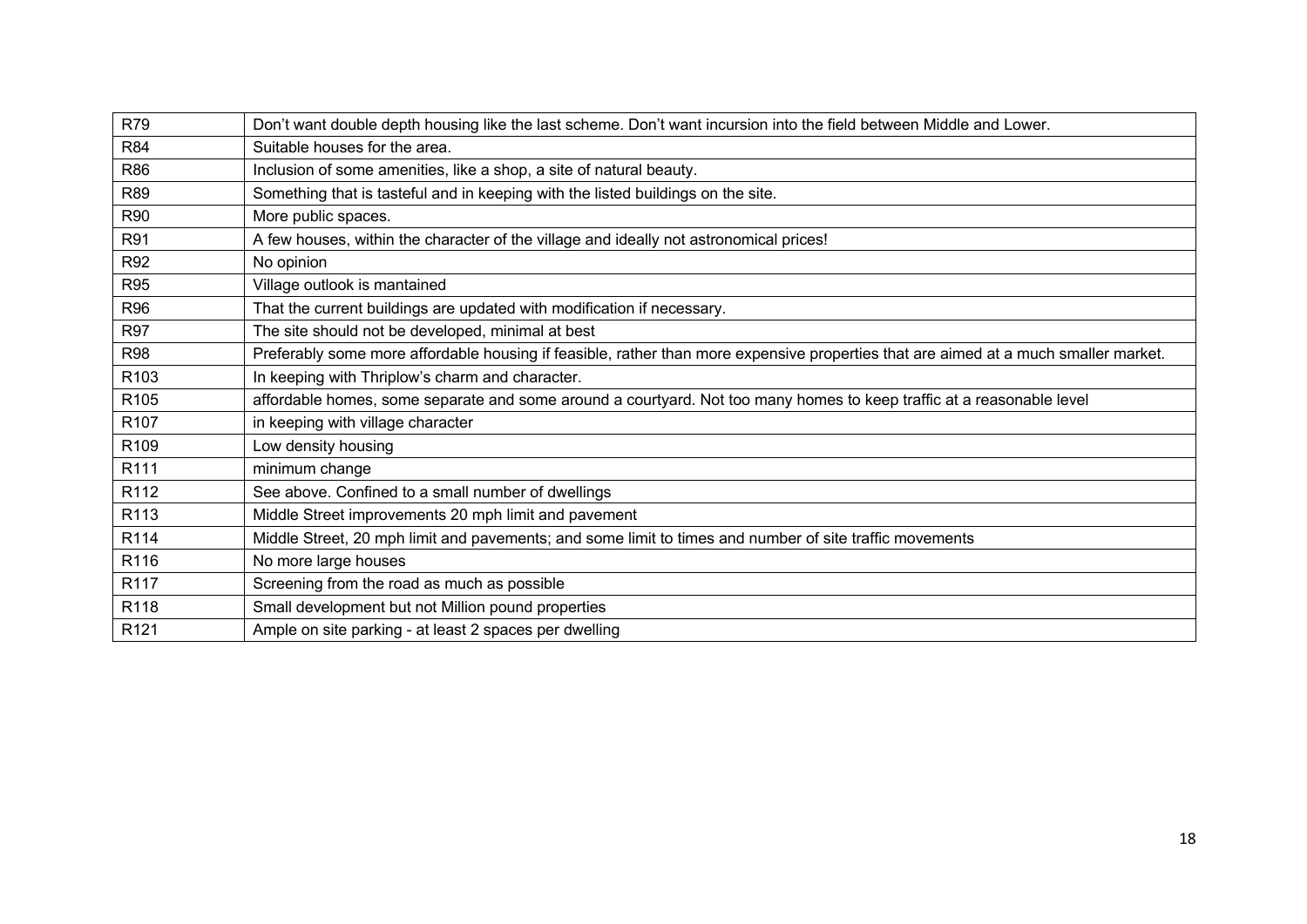| | |
|---|---|
| R79 | Don't want double depth housing like the last scheme. Don't want incursion into the field between Middle and Lower. |
| R84 | Suitable houses for the area. |
| R86 | Inclusion of some amenities, like a shop, a site of natural beauty. |
| R89 | Something that is tasteful and in keeping with the listed buildings on the site. |
| R90 | More public spaces. |
| R91 | A few houses, within the character of the village and ideally not astronomical prices! |
| R92 | No opinion |
| R95 | Village outlook is mantained |
| R96 | That the current buildings are updated with modification if necessary. |
| R97 | The site should not be developed, minimal at best |
| R98 | Preferably some more affordable housing if feasible, rather than more expensive properties that are aimed at a much smaller market. |
| R103 | In keeping with Thriplow's charm and character. |
| R105 | affordable homes, some separate and some around a courtyard. Not too many homes to keep traffic at a reasonable level |
| R107 | in keeping with village character |
| R109 | Low density housing |
| R111 | minimum change |
| R112 | See above. Confined to a small number of dwellings |
| R113 | Middle Street improvements 20 mph limit and pavement |
| R114 | Middle Street, 20 mph limit and pavements; and some limit to times and number of site traffic movements |
| R116 | No more large houses |
| R117 | Screening from the road as much as possible |
| R118 | Small development but not Million pound properties |
| R121 | Ample on site parking - at least 2 spaces per dwelling |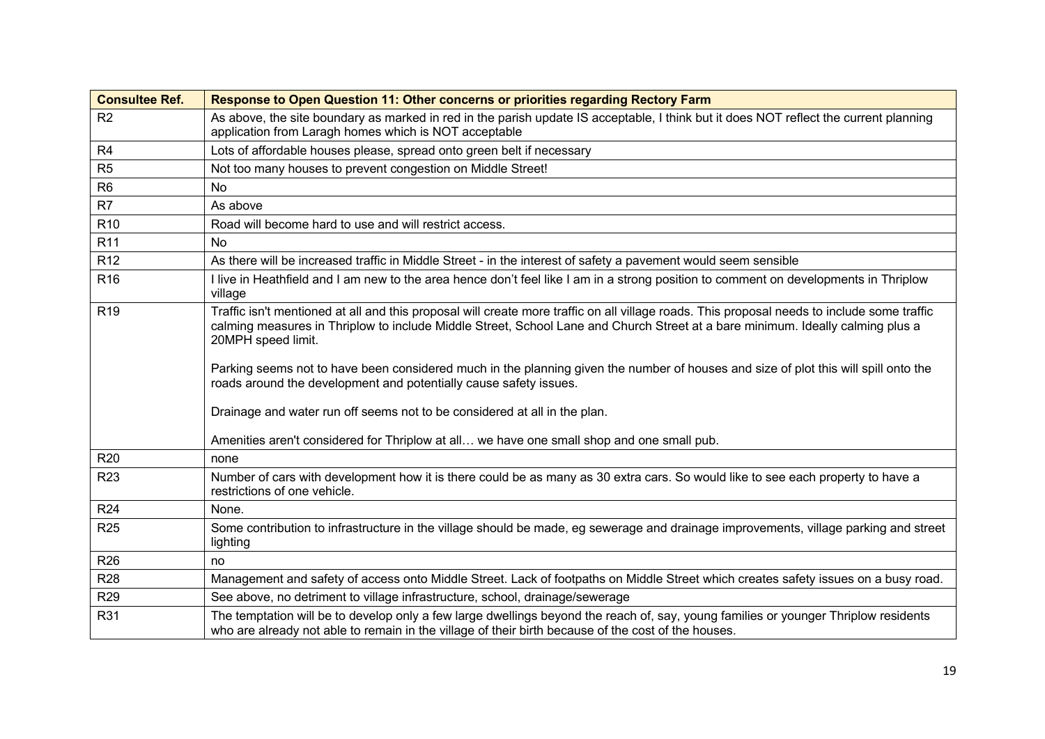| Consultee Ref. | Response to Open Question 11: Other concerns or priorities regarding Rectory Farm |
|---|---|
| R2 | As above, the site boundary as marked in red in the parish update IS acceptable, I think but it does NOT reflect the current planning application from Laragh homes which is NOT acceptable |
| R4 | Lots of affordable houses please, spread onto green belt if necessary |
| R5 | Not too many houses to prevent congestion on Middle Street! |
| R6 | No |
| R7 | As above |
| R10 | Road will become hard to use and will restrict access. |
| R11 | No |
| R12 | As there will be increased traffic in Middle Street - in the interest of safety a pavement would seem sensible |
| R16 | I live in Heathfield and I am new to the area hence don't feel like I am in a strong position to comment on developments in Thriplow village |
| R19 | Traffic isn't mentioned at all and this proposal will create more traffic on all village roads. This proposal needs to include some traffic calming measures in Thriplow to include Middle Street, School Lane and Church Street at a bare minimum. Ideally calming plus a 20MPH speed limit.<br><br>Parking seems not to have been considered much in the planning given the number of houses and size of plot this will spill onto the roads around the development and potentially cause safety issues.<br><br>Drainage and water run off seems not to be considered at all in the plan.<br><br>Amenities aren't considered for Thriplow at all… we have one small shop and one small pub. |
| R20 | none |
| R23 | Number of cars with development how it is there could be as many as 30 extra cars. So would like to see each property to have a restrictions of one vehicle. |
| R24 | None. |
| R25 | Some contribution to infrastructure in the village should be made, eg sewerage and drainage improvements, village parking and street lighting |
| R26 | no |
| R28 | Management and safety of access onto Middle Street. Lack of footpaths on Middle Street which creates safety issues on a busy road. |
| R29 | See above, no detriment to village infrastructure, school, drainage/sewerage |
| R31 | The temptation will be to develop only a few large dwellings beyond the reach of, say, young families or younger Thriplow residents who are already not able to remain in the village of their birth because of the cost of the houses. |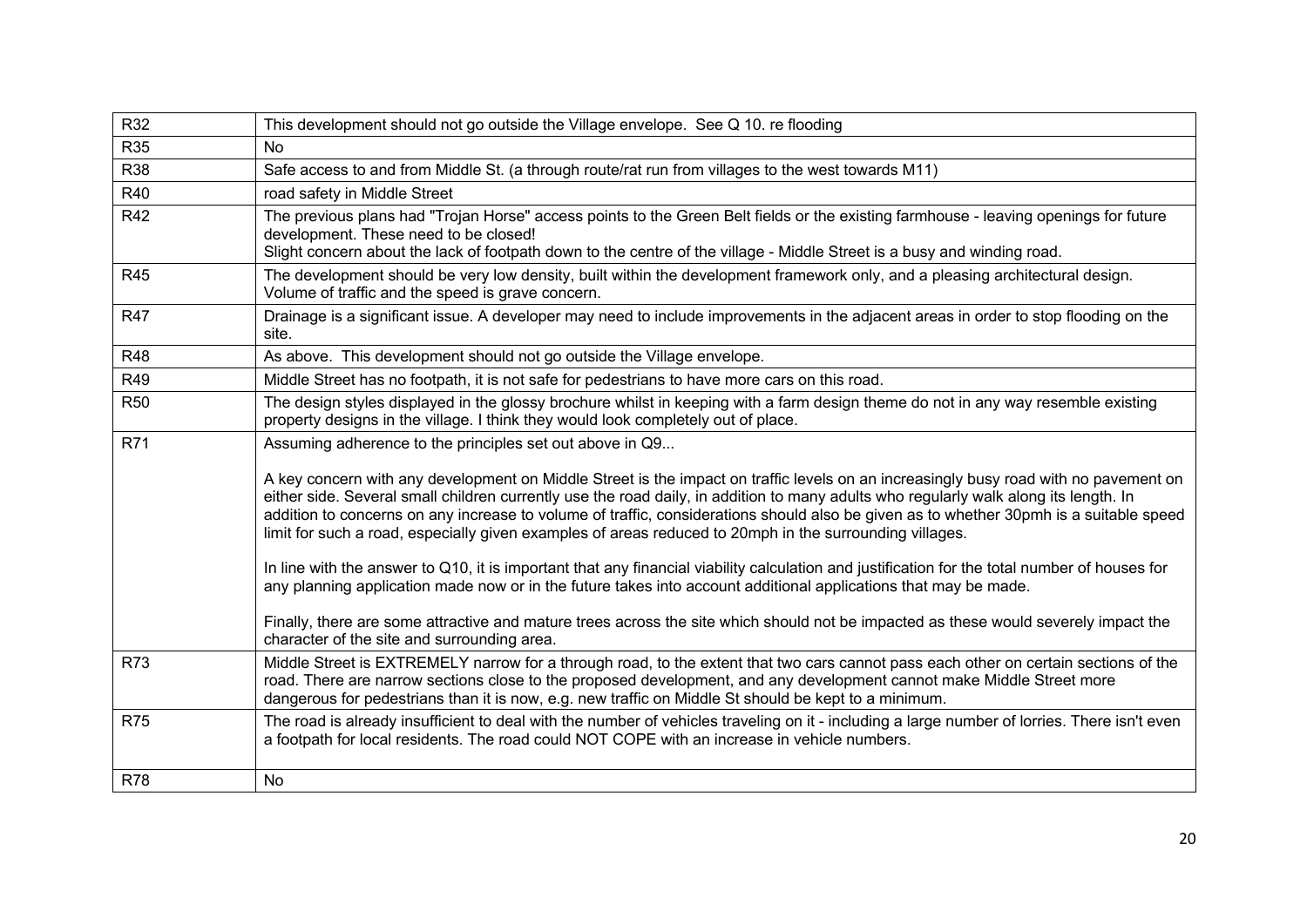| | |
|---|---|
| R32 | This development should not go outside the Village envelope. See Q 10. re flooding |
| R35 | No |
| R38 | Safe access to and from Middle St. (a through route/rat run from villages to the west towards M11) |
| R40 | road safety in Middle Street |
| R42 | The previous plans had "Trojan Horse" access points to the Green Belt fields or the existing farmhouse - leaving openings for future development. These need to be closed!<br>Slight concern about the lack of footpath down to the centre of the village - Middle Street is a busy and winding road. |
| R45 | The development should be very low density, built within the development framework only, and a pleasing architectural design.<br>Volume of traffic and the speed is grave concern. |
| R47 | Drainage is a significant issue. A developer may need to include improvements in the adjacent areas in order to stop flooding on the site. |
| R48 | As above. This development should not go outside the Village envelope. |
| R49 | Middle Street has no footpath, it is not safe for pedestrians to have more cars on this road. |
| R50 | The design styles displayed in the glossy brochure whilst in keeping with a farm design theme do not in any way resemble existing property designs in the village. I think they would look completely out of place. |
| R71 | Assuming adherence to the principles set out above in Q9...<br><br>A key concern with any development on Middle Street is the impact on traffic levels on an increasingly busy road with no pavement on either side. Several small children currently use the road daily, in addition to many adults who regularly walk along its length. In addition to concerns on any increase to volume of traffic, considerations should also be given as to whether 30pmh is a suitable speed limit for such a road, especially given examples of areas reduced to 20mph in the surrounding villages.<br><br>In line with the answer to Q10, it is important that any financial viability calculation and justification for the total number of houses for any planning application made now or in the future takes into account additional applications that may be made.<br><br>Finally, there are some attractive and mature trees across the site which should not be impacted as these would severely impact the character of the site and surrounding area. |
| R73 | Middle Street is EXTREMELY narrow for a through road, to the extent that two cars cannot pass each other on certain sections of the road. There are narrow sections close to the proposed development, and any development cannot make Middle Street more dangerous for pedestrians than it is now, e.g. new traffic on Middle St should be kept to a minimum. |
| R75 | The road is already insufficient to deal with the number of vehicles traveling on it - including a large number of lorries. There isn't even a footpath for local residents. The road could NOT COPE with an increase in vehicle numbers. |
| R78 | No |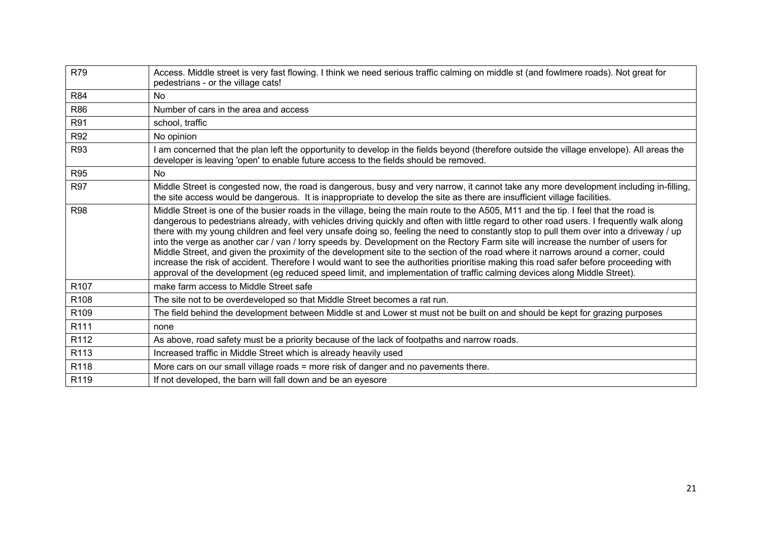| | |
|---|---|
| R79 | Access. Middle street is very fast flowing. I think we need serious traffic calming on middle st (and fowlmere roads). Not great for pedestrians - or the village cats! |
| R84 | No |
| R86 | Number of cars in the area and access |
| R91 | school, traffic |
| R92 | No opinion |
| R93 | I am concerned that the plan left the opportunity to develop in the fields beyond (therefore outside the village envelope). All areas the developer is leaving 'open' to enable future access to the fields should be removed. |
| R95 | No |
| R97 | Middle Street is congested now, the road is dangerous, busy and very narrow, it cannot take any more development including in-filling, the site access would be dangerous. It is inappropriate to develop the site as there are insufficient village facilities. |
| R98 | Middle Street is one of the busier roads in the village, being the main route to the A505, M11 and the tip. I feel that the road is dangerous to pedestrians already, with vehicles driving quickly and often with little regard to other road users. I frequently walk along there with my young children and feel very unsafe doing so, feeling the need to constantly stop to pull them over into a driveway / up into the verge as another car / van / lorry speeds by. Development on the Rectory Farm site will increase the number of users for Middle Street, and given the proximity of the development site to the section of the road where it narrows around a corner, could increase the risk of accident. Therefore I would want to see the authorities prioritise making this road safer before proceeding with approval of the development (eg reduced speed limit, and implementation of traffic calming devices along Middle Street). |
| R107 | make farm access to Middle Street safe |
| R108 | The site not to be overdeveloped so that Middle Street becomes a rat run. |
| R109 | The field behind the development between Middle st and Lower st must not be built on and should be kept for grazing purposes |
| R111 | none |
| R112 | As above, road safety must be a priority because of the lack of footpaths and narrow roads. |
| R113 | Increased traffic in Middle Street which is already heavily used |
| R118 | More cars on our small village roads = more risk of danger and no pavements there. |
| R119 | If not developed, the barn will fall down and be an eyesore |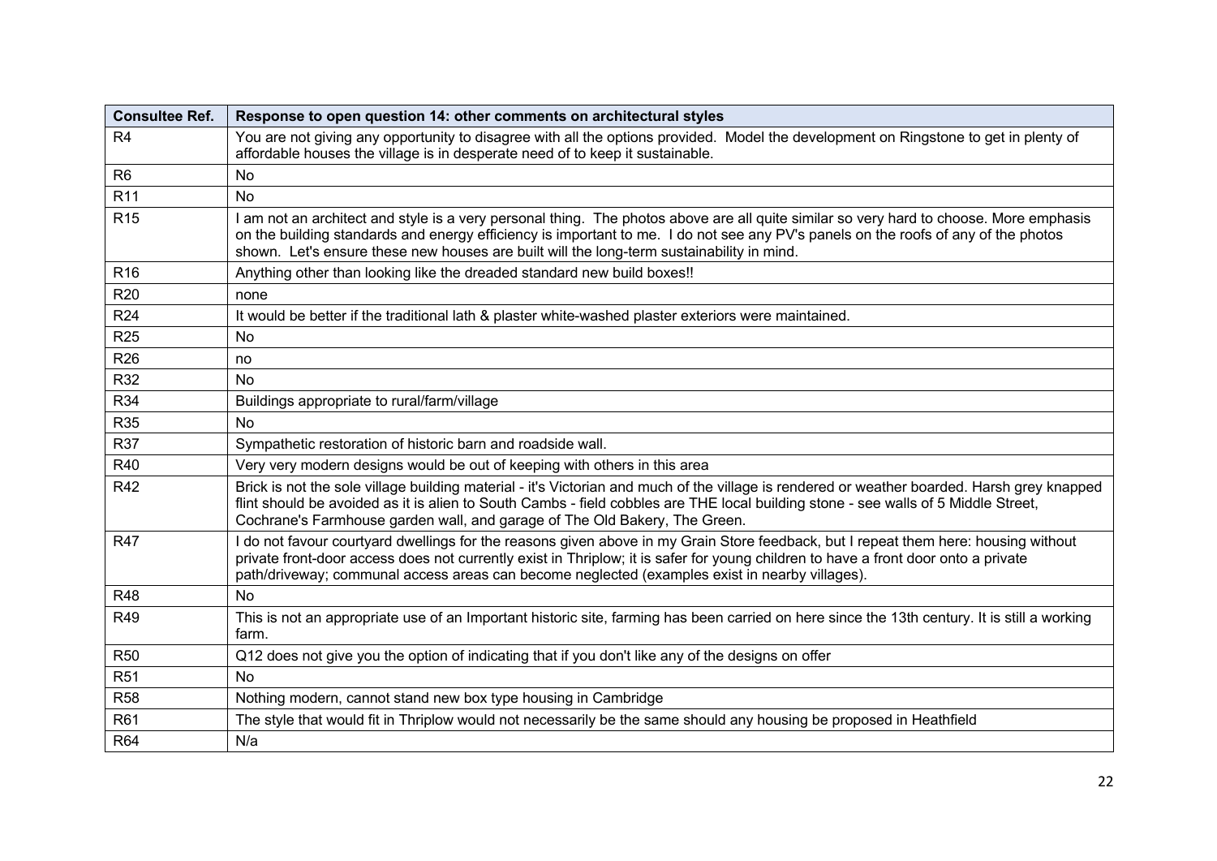| Consultee Ref. | Response to open question 14: other comments on architectural styles |
|---|---|
| R4 | You are not giving any opportunity to disagree with all the options provided. Model the development on Ringstone to get in plenty of affordable houses the village is in desperate need of to keep it sustainable. |
| R6 | No |
| R11 | No |
| R15 | I am not an architect and style is a very personal thing. The photos above are all quite similar so very hard to choose. More emphasis on the building standards and energy efficiency is important to me. I do not see any PV's panels on the roofs of any of the photos shown. Let's ensure these new houses are built will the long-term sustainability in mind. |
| R16 | Anything other than looking like the dreaded standard new build boxes!! |
| R20 | none |
| R24 | It would be better if the traditional lath & plaster white-washed plaster exteriors were maintained. |
| R25 | No |
| R26 | no |
| R32 | No |
| R34 | Buildings appropriate to rural/farm/village |
| R35 | No |
| R37 | Sympathetic restoration of historic barn and roadside wall. |
| R40 | Very very modern designs would be out of keeping with others in this area |
| R42 | Brick is not the sole village building material - it's Victorian and much of the village is rendered or weather boarded. Harsh grey knapped flint should be avoided as it is alien to South Cambs - field cobbles are THE local building stone - see walls of 5 Middle Street, Cochrane's Farmhouse garden wall, and garage of The Old Bakery, The Green. |
| R47 | I do not favour courtyard dwellings for the reasons given above in my Grain Store feedback, but I repeat them here: housing without private front-door access does not currently exist in Thriplow; it is safer for young children to have a front door onto a private path/driveway; communal access areas can become neglected (examples exist in nearby villages). |
| R48 | No |
| R49 | This is not an appropriate use of an Important historic site, farming has been carried on here since the 13th century. It is still a working farm. |
| R50 | Q12 does not give you the option of indicating that if you don't like any of the designs on offer |
| R51 | No |
| R58 | Nothing modern, cannot stand new box type housing in Cambridge |
| R61 | The style that would fit in Thriplow would not necessarily be the same should any housing be proposed in Heathfield |
| R64 | N/a |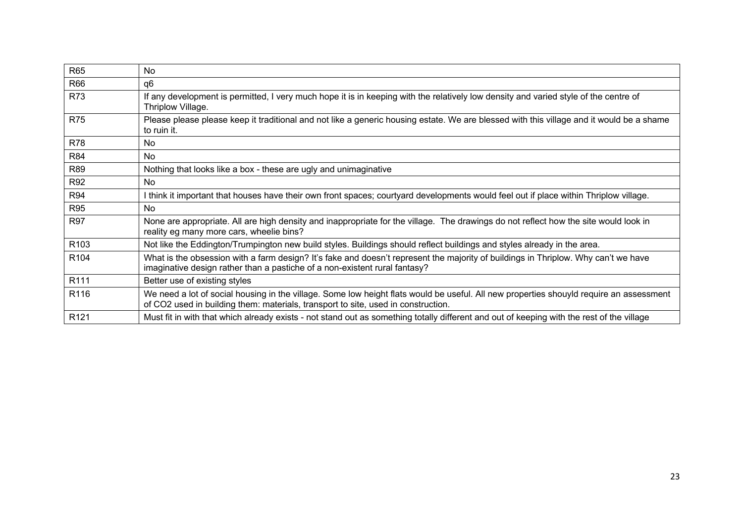| | |
|---|---|
| R65 | No |
| R66 | q6 |
| R73 | If any development is permitted, I very much hope it is in keeping with the relatively low density and varied style of the centre of Thriplow Village. |
| R75 | Please please please keep it traditional and not like a generic housing estate. We are blessed with this village and it would be a shame to ruin it. |
| R78 | No |
| R84 | No |
| R89 | Nothing that looks like a box - these are ugly and unimaginative |
| R92 | No |
| R94 | I think it important that houses have their own front spaces; courtyard developments would feel out if place within Thriplow village. |
| R95 | No |
| R97 | None are appropriate. All are high density and inappropriate for the village. The drawings do not reflect how the site would look in reality eg many more cars, wheelie bins? |
| R103 | Not like the Eddington/Trumpington new build styles. Buildings should reflect buildings and styles already in the area. |
| R104 | What is the obsession with a farm design? It's fake and doesn't represent the majority of buildings in Thriplow. Why can't we have imaginative design rather than a pastiche of a non-existent rural fantasy? |
| R111 | Better use of existing styles |
| R116 | We need a lot of social housing in the village. Some low height flats would be useful. All new properties shouyld require an assessment of $CO_2$ used in building them: materials, transport to site, used in construction. |
| R121 | Must fit in with that which already exists - not stand out as something totally different and out of keeping with the rest of the village |